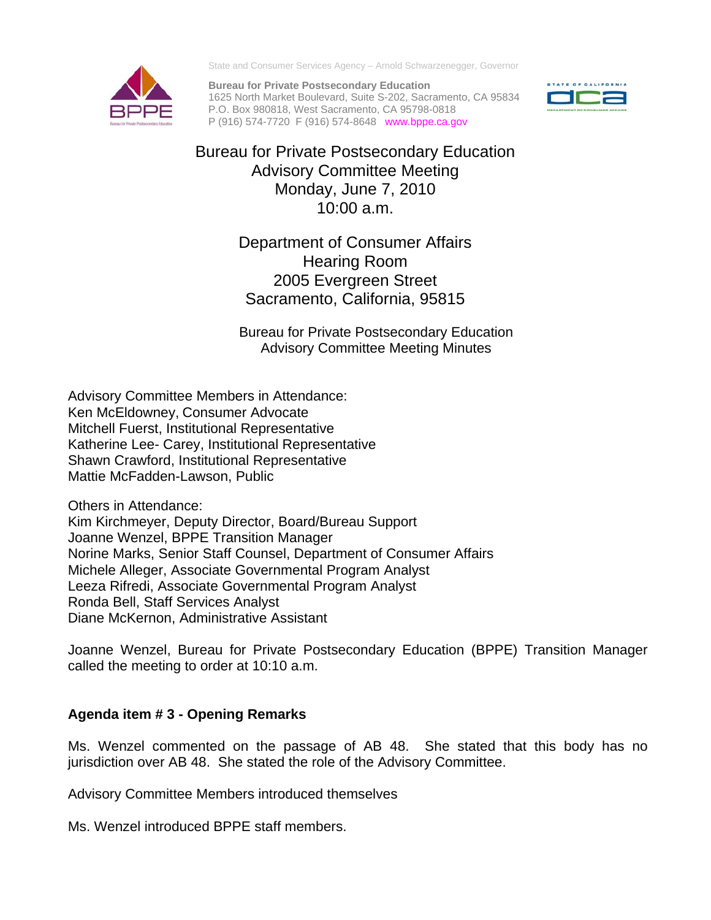State and Consumer Services Agency – Arnold Schwarzenegger, Governor

**Bureau for Private Postsecondary Education**
1625 North Market Boulevard, Suite S-202, Sacramento, CA 95834
P.O. Box 980818, West Sacramento, CA 95798-0818
P (916) 574-7720 F (916) 574-8648 www.bppe.ca.gov

# Bureau for Private Postsecondary Education Advisory Committee Meeting

Monday, June 7, 2010
10:00 a.m.

Department of Consumer Affairs
Hearing Room
2005 Evergreen Street
Sacramento, California, 95815

## Bureau for Private Postsecondary Education Advisory Committee Meeting Minutes

Advisory Committee Members in Attendance:
Ken McEldowney, Consumer Advocate
Mitchell Fuerst, Institutional Representative
Katherine Lee- Carey, Institutional Representative
Shawn Crawford, Institutional Representative
Mattie McFadden-Lawson, Public

Others in Attendance:
Kim Kirchmeyer, Deputy Director, Board/Bureau Support
Joanne Wenzel, BPPE Transition Manager
Norine Marks, Senior Staff Counsel, Department of Consumer Affairs
Michele Alleger, Associate Governmental Program Analyst
Leeza Rifredi, Associate Governmental Program Analyst
Ronda Bell, Staff Services Analyst
Diane McKernon, Administrative Assistant

Joanne Wenzel, Bureau for Private Postsecondary Education (BPPE) Transition Manager called the meeting to order at 10:10 a.m.

**Agenda item # 3 - Opening Remarks**

Ms. Wenzel commented on the passage of AB 48. She stated that this body has no jurisdiction over AB 48. She stated the role of the Advisory Committee.

Advisory Committee Members introduced themselves

Ms. Wenzel introduced BPPE staff members.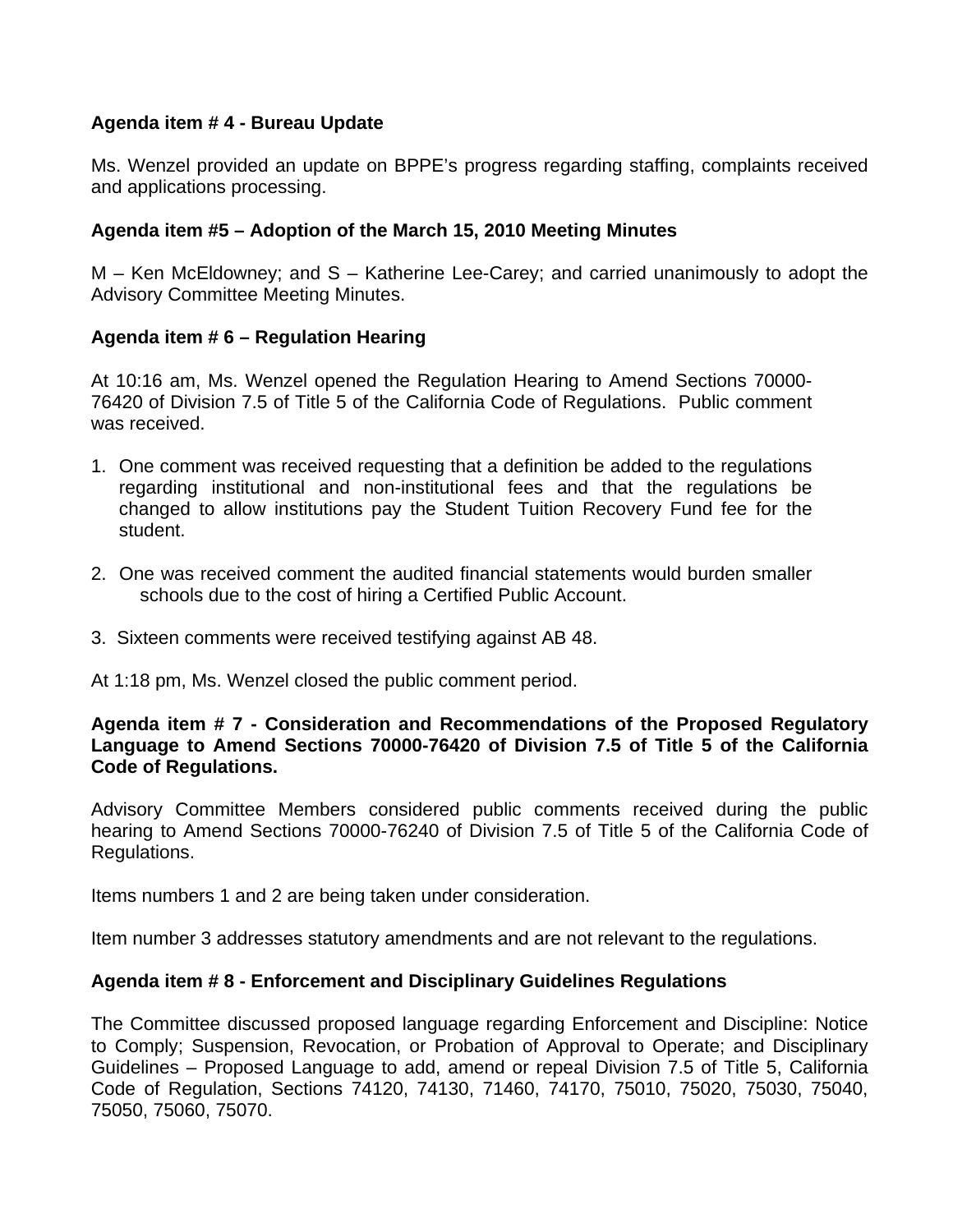**Agenda item # 4 - Bureau Update**

Ms. Wenzel provided an update on BPPE's progress regarding staffing, complaints received and applications processing.

**Agenda item #5 – Adoption of the March 15, 2010 Meeting Minutes**

M – Ken McEldowney; and S – Katherine Lee-Carey; and carried unanimously to adopt the Advisory Committee Meeting Minutes.

**Agenda item # 6 – Regulation Hearing**

At 10:16 am, Ms. Wenzel opened the Regulation Hearing to Amend Sections 70000-76420 of Division 7.5 of Title 5 of the California Code of Regulations. Public comment was received.

1. One comment was received requesting that a definition be added to the regulations regarding institutional and non-institutional fees and that the regulations be changed to allow institutions pay the Student Tuition Recovery Fund fee for the student.

2. One was received comment the audited financial statements would burden smaller schools due to the cost of hiring a Certified Public Account.

3. Sixteen comments were received testifying against AB 48.

At 1:18 pm, Ms. Wenzel closed the public comment period.

**Agenda item # 7 - Consideration and Recommendations of the Proposed Regulatory Language to Amend Sections 70000-76420 of Division 7.5 of Title 5 of the California Code of Regulations.**

Advisory Committee Members considered public comments received during the public hearing to Amend Sections 70000-76240 of Division 7.5 of Title 5 of the California Code of Regulations.

Items numbers 1 and 2 are being taken under consideration.

Item number 3 addresses statutory amendments and are not relevant to the regulations.

**Agenda item # 8 - Enforcement and Disciplinary Guidelines Regulations**

The Committee discussed proposed language regarding Enforcement and Discipline: Notice to Comply; Suspension, Revocation, or Probation of Approval to Operate; and Disciplinary Guidelines – Proposed Language to add, amend or repeal Division 7.5 of Title 5, California Code of Regulation, Sections 74120, 74130, 71460, 74170, 75010, 75020, 75030, 75040, 75050, 75060, 75070.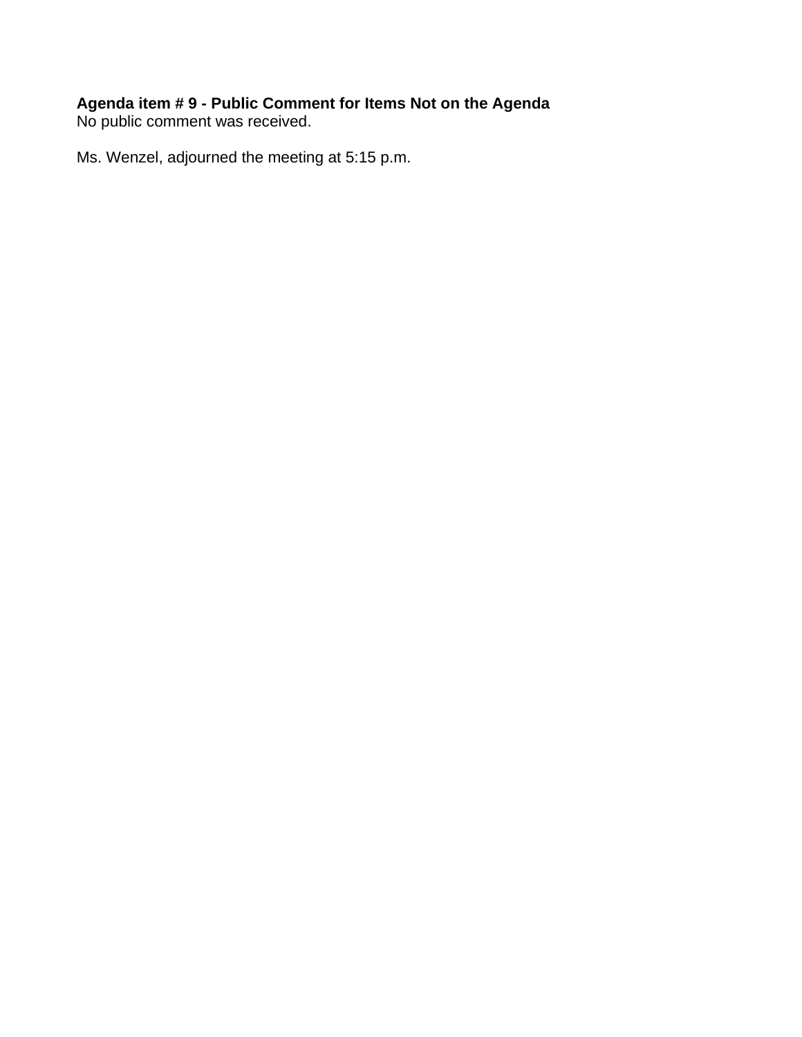**Agenda item # 9 - Public Comment for Items Not on the Agenda**
No public comment was received.

Ms. Wenzel, adjourned the meeting at 5:15 p.m.